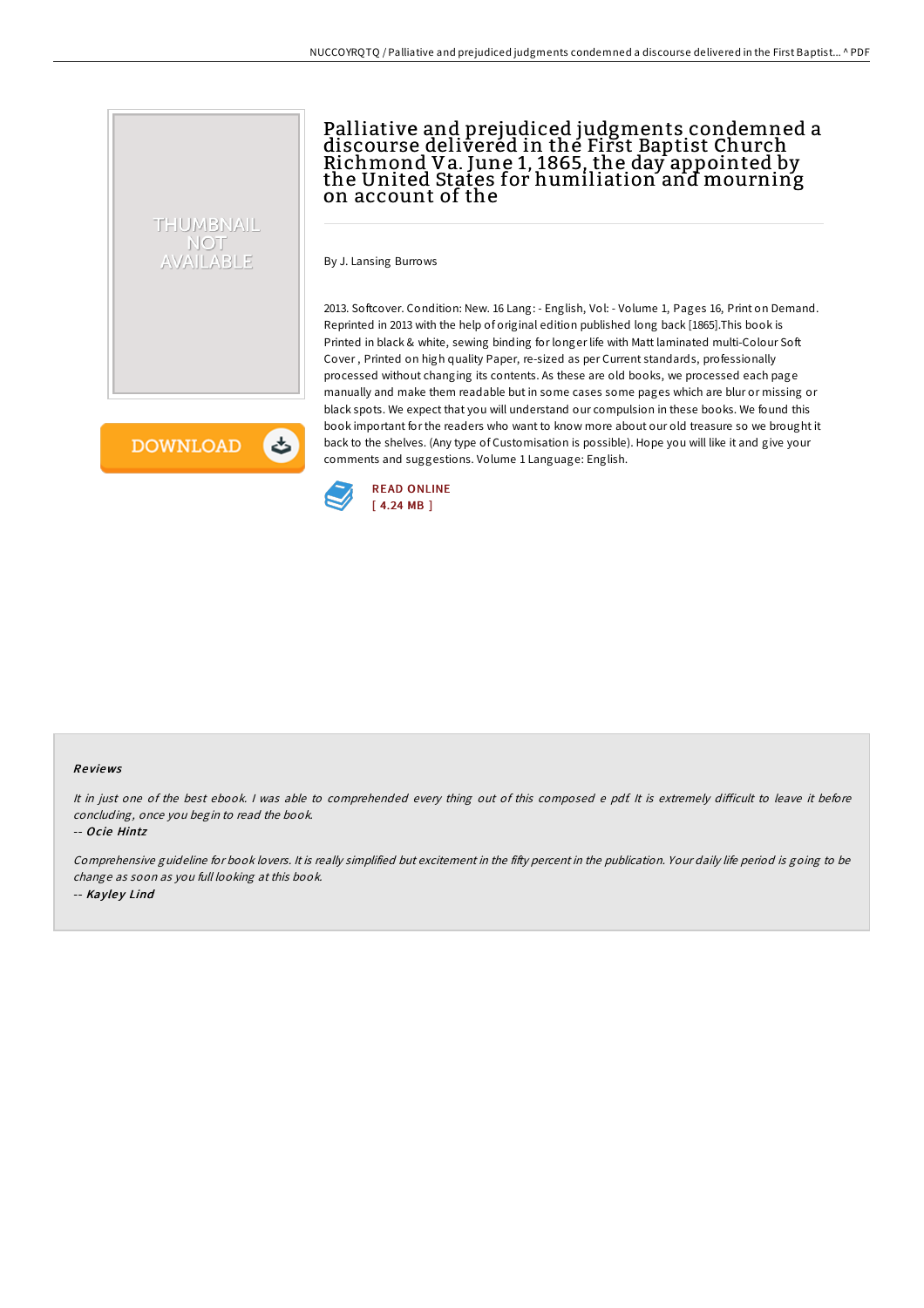# Palliative and prejudiced judgments condemned a discourse delivered in the First Baptist Church Richmond Va. June 1, 1865, the day appointed by the United States for humiliation and mourning on account of the

By J. Lansing Burrows

2013. Softcover. Condition: New. 16 Lang: - English, Vol: - Volume 1, Pages 16, Print on Demand. Reprinted in 2013 with the help of original edition published long back [1865].This book is Printed in black & white, sewing binding for longer life with Matt laminated multi-Colour Soft Cover , Printed on high quality Paper, re-sized as per Current standards, professionally processed without changing its contents. As these are old books, we processed each page manually and make them readable but in some cases some pages which are blur or missing or black spots. We expect that you will understand our compulsion in these books. We found this book important for the readers who want to know more about our old treasure so we brought it back to the shelves. (Any type of Customisation is possible). Hope you will like it and give your comments and suggestions. Volume 1 Language: English.

READ ONLINE
[ 4.24 MB ]

### Reviews

*It in just one of the best ebook. I was able to comprehended every thing out of this composed e pdf. It is extremely difficult to leave it before concluding, once you begin to read the book.*

-- *Ocie Hintz*

*Comprehensive guideline for book lovers. It is really simplified but excitement in the fifty percent in the publication. Your daily life period is going to be change as soon as you full looking at this book.*

-- *Kayley Lind*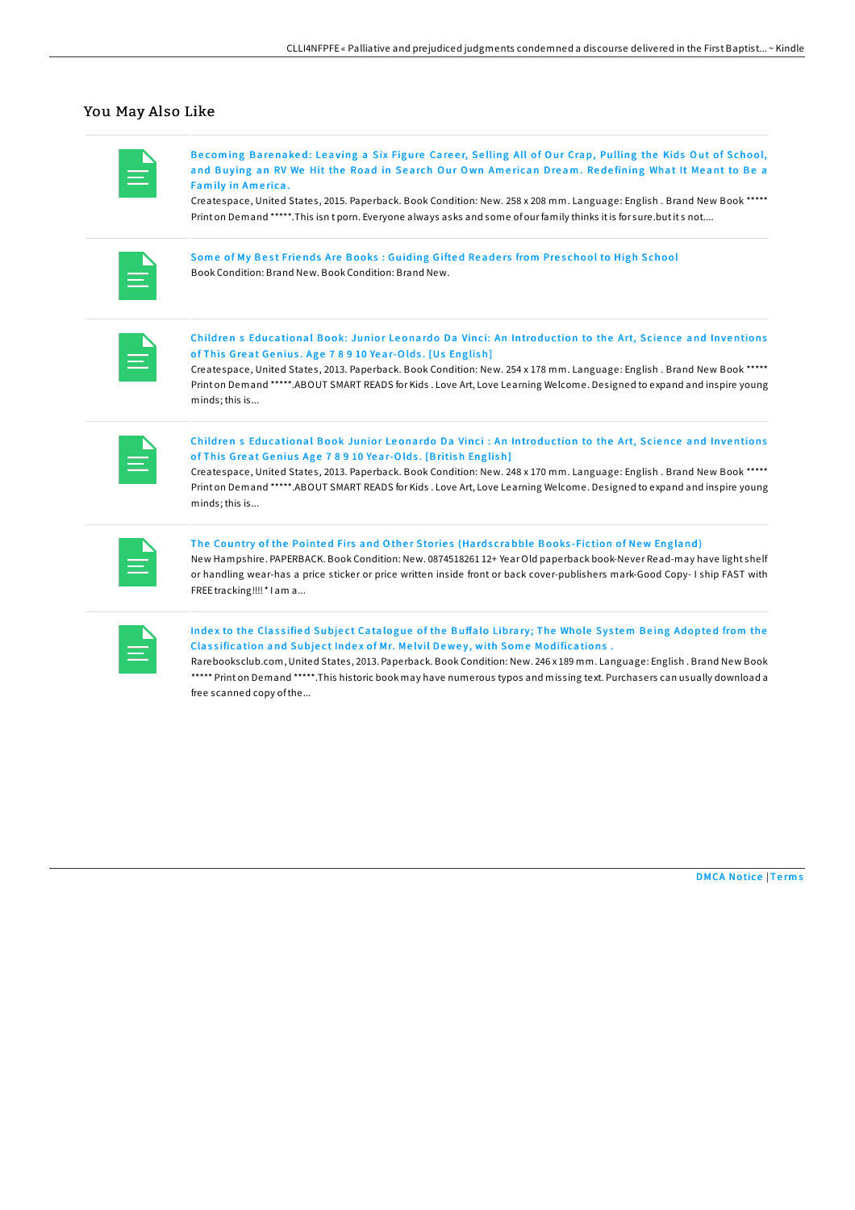## You May Also Like

**Becoming Barenaked: Leaving a Six Figure Career, Selling All of Our Crap, Pulling the Kids Out of School, and Buying an RV We Hit the Road in Search Our Own American Dream. Redefining What It Meant to Be a Family in America.**

Createspace, United States, 2015. Paperback. Book Condition: New. 258 x 208 mm. Language: English . Brand New Book ***** Print on Demand *****.This isn t porn. Everyone always asks and some of our family thinks it is for sure.but it s not....

**Some of My Best Friends Are Books : Guiding Gifted Readers from Preschool to High School**

Book Condition: Brand New. Book Condition: Brand New.

**Children s Educational Book: Junior Leonardo Da Vinci: An Introduction to the Art, Science and Inventions of This Great Genius. Age 7 8 9 10 Year-Olds. [Us English]**

Createspace, United States, 2013. Paperback. Book Condition: New. 254 x 178 mm. Language: English . Brand New Book ***** Print on Demand *****.ABOUT SMART READS for Kids . Love Art, Love Learning Welcome. Designed to expand and inspire young minds; this is...

**Children s Educational Book Junior Leonardo Da Vinci : An Introduction to the Art, Science and Inventions of This Great Genius Age 7 8 9 10 Year-Olds. [British English]**

Createspace, United States, 2013. Paperback. Book Condition: New. 248 x 170 mm. Language: English . Brand New Book ***** Print on Demand *****.ABOUT SMART READS for Kids . Love Art, Love Learning Welcome. Designed to expand and inspire young minds; this is...

**The Country of the Pointed Firs and Other Stories (Hardscrabble Books-Fiction of New England)**

New Hampshire. PAPERBACK. Book Condition: New. 0874518261 12+ Year Old paperback book-Never Read-may have light shelf or handling wear-has a price sticker or price written inside front or back cover-publishers mark-Good Copy- I ship FAST with FREE tracking!!!! * I am a...

**Index to the Classified Subject Catalogue of the Buffalo Library; The Whole System Being Adopted from the Classification and Subject Index of Mr. Melvil Dewey, with Some Modifications .**

Rarebooksclub.com, United States, 2013. Paperback. Book Condition: New. 246 x 189 mm. Language: English . Brand New Book ***** Print on Demand *****.This historic book may have numerous typos and missing text. Purchasers can usually download a free scanned copy of the...

DMCA Notice | Terms